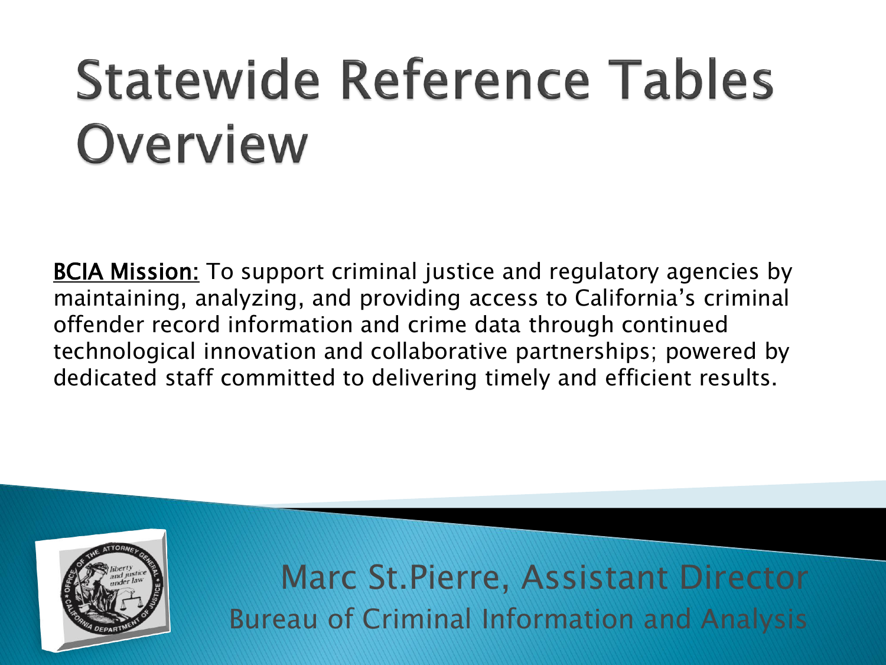# Statewide Reference Tables Overview

**BCIA Mission:** To support criminal justice and regulatory agencies by maintaining, analyzing, and providing access to California's criminal offender record information and crime data through continued technological innovation and collaborative partnerships; powered by dedicated staff committed to delivering timely and efficient results.

Marc St.Pierre, Assistant Director

Bureau of Criminal Information and Analysis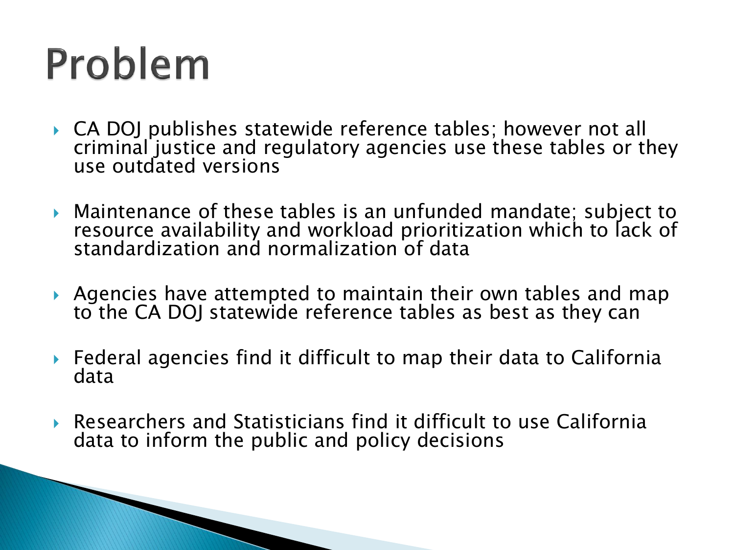# Problem

- CA DOJ publishes statewide reference tables; however not all criminal justice and regulatory agencies use these tables or they use outdated versions
- Maintenance of these tables is an unfunded mandate; subject to resource availability and workload prioritization which to lack of standardization and normalization of data
- Agencies have attempted to maintain their own tables and map to the CA DOJ statewide reference tables as best as they can
- Federal agencies find it difficult to map their data to California data
- Researchers and Statisticians find it difficult to use California data to inform the public and policy decisions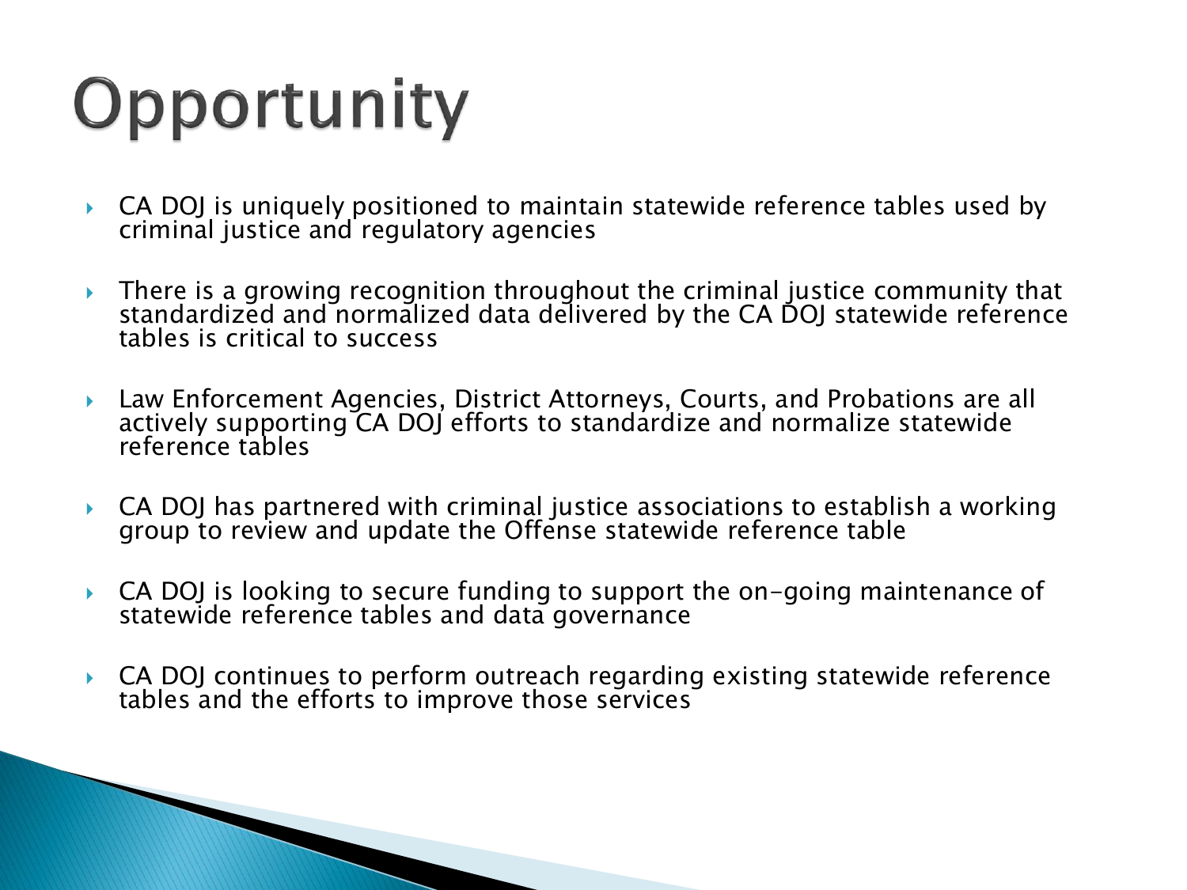# Opportunity

- CA DOJ is uniquely positioned to maintain statewide reference tables used by criminal justice and regulatory agencies
- There is a growing recognition throughout the criminal justice community that standardized and normalized data delivered by the CA DOJ statewide reference tables is critical to success
- Law Enforcement Agencies, District Attorneys, Courts, and Probations are all actively supporting CA DOJ efforts to standardize and normalize statewide reference tables
- CA DOJ has partnered with criminal justice associations to establish a working group to review and update the Offense statewide reference table
- CA DOJ is looking to secure funding to support the on-going maintenance of statewide reference tables and data governance
- CA DOJ continues to perform outreach regarding existing statewide reference tables and the efforts to improve those services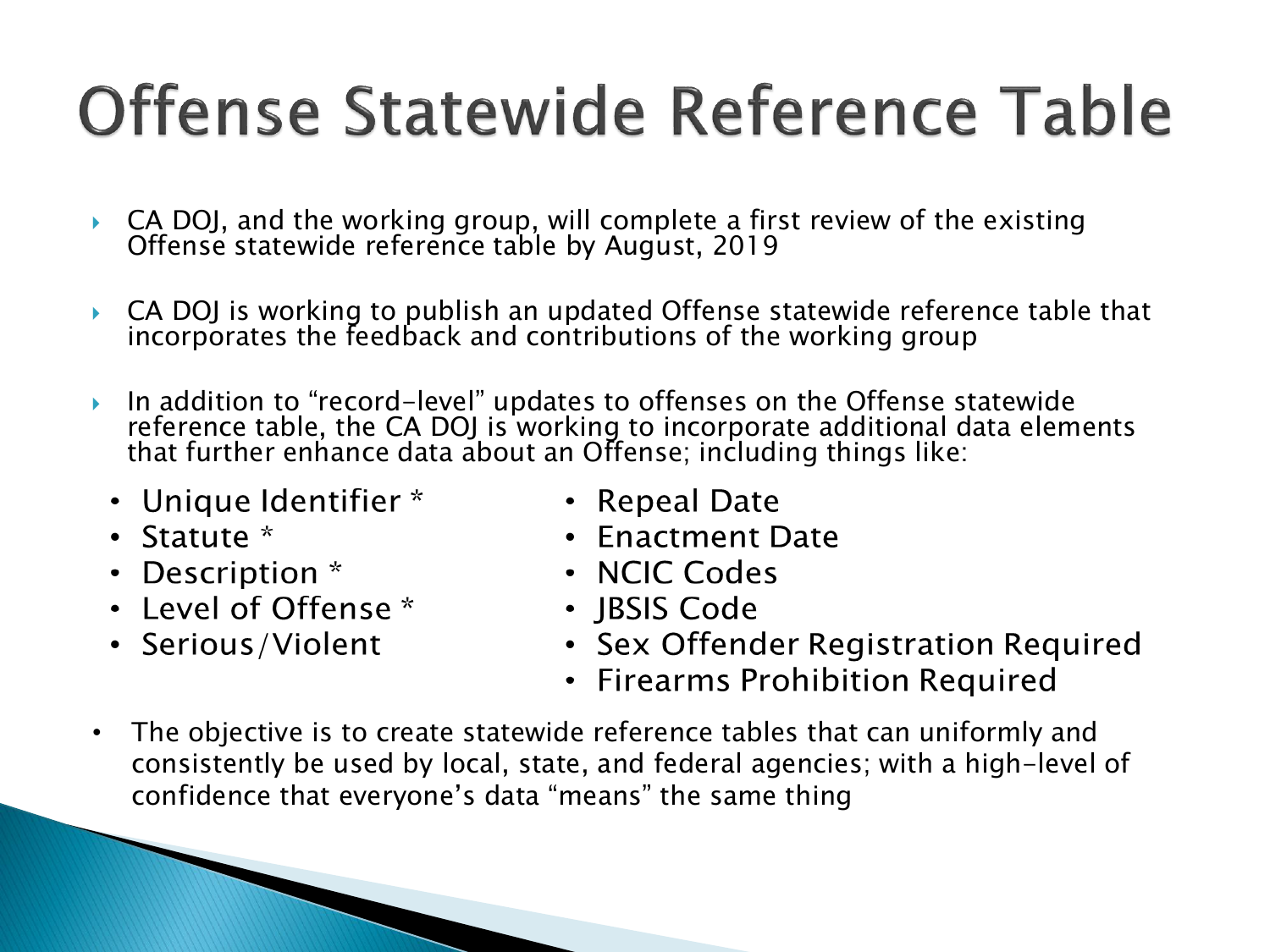# Offense Statewide Reference Table

- CA DOJ, and the working group, will complete a first review of the existing Offense statewide reference table by August, 2019
- CA DOJ is working to publish an updated Offense statewide reference table that incorporates the feedback and contributions of the working group
- In addition to "record-level" updates to offenses on the Offense statewide reference table, the CA DOJ is working to incorporate additional data elements that further enhance data about an Offense; including things like:
  - Unique Identifier *
  - Statute *
  - Description *
  - Level of Offense *
  - Serious/Violent
  - Repeal Date
  - Enactment Date
  - NCIC Codes
  - JBSIS Code
  - Sex Offender Registration Required
  - Firearms Prohibition Required
- The objective is to create statewide reference tables that can uniformly and consistently be used by local, state, and federal agencies; with a high-level of confidence that everyone's data "means" the same thing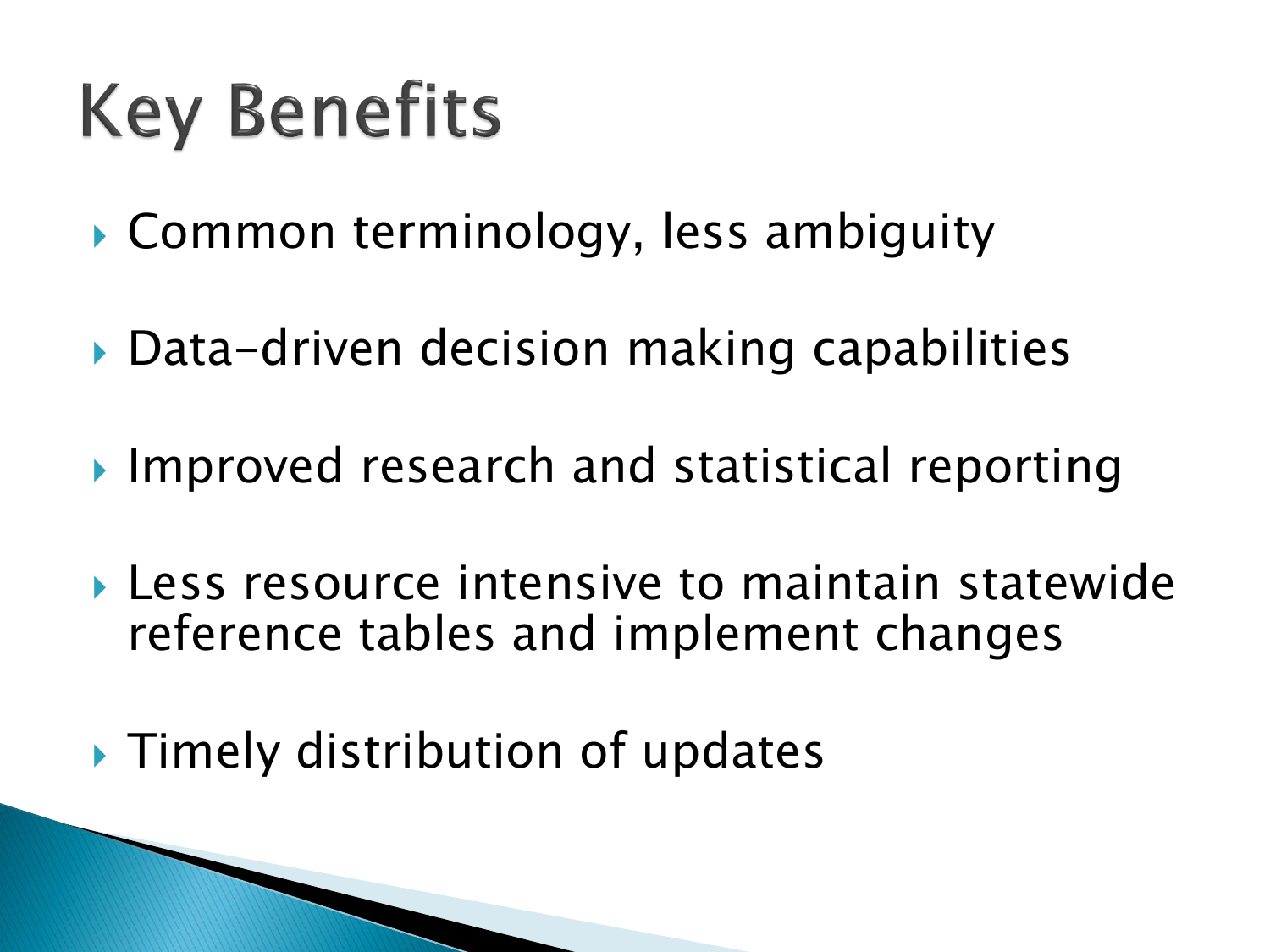# Key Benefits

- Common terminology, less ambiguity
- Data-driven decision making capabilities
- Improved research and statistical reporting
- Less resource intensive to maintain statewide reference tables and implement changes
- Timely distribution of updates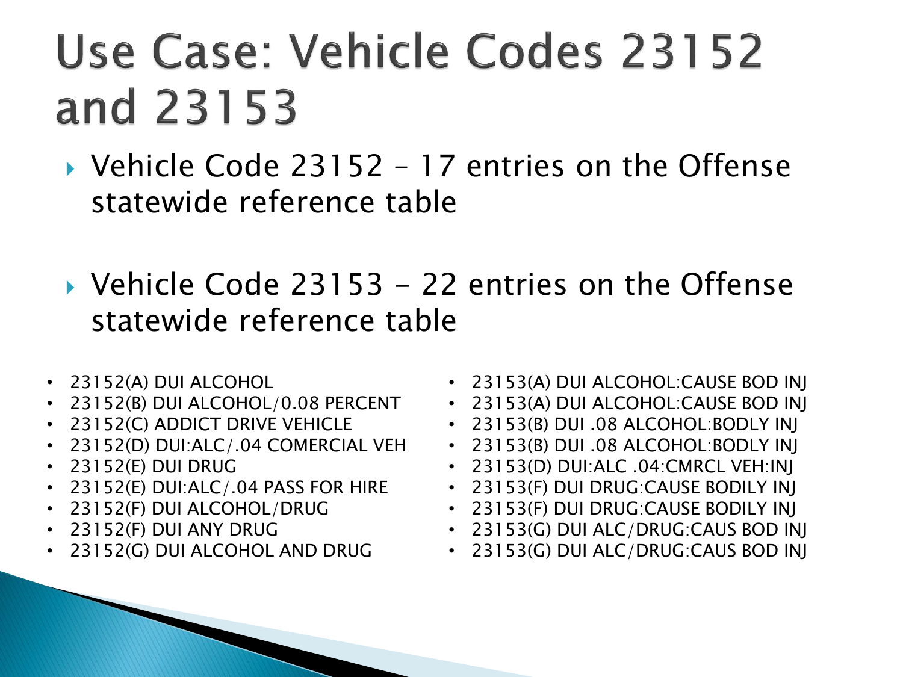# Use Case: Vehicle Codes 23152 and 23153

- Vehicle Code 23152 – 17 entries on the Offense statewide reference table

- Vehicle Code 23153 - 22 entries on the Offense statewide reference table

- 23152(A) DUI ALCOHOL
- 23152(B) DUI ALCOHOL/0.08 PERCENT
- 23152(C) ADDICT DRIVE VEHICLE
- 23152(D) DUI:ALC/.04 COMERCIAL VEH
- 23152(E) DUI DRUG
- 23152(E) DUI:ALC/.04 PASS FOR HIRE
- 23152(F) DUI ALCOHOL/DRUG
- 23152(F) DUI ANY DRUG
- 23152(G) DUI ALCOHOL AND DRUG

- 23153(A) DUI ALCOHOL:CAUSE BOD INJ
- 23153(A) DUI ALCOHOL:CAUSE BOD INJ
- 23153(B) DUI .08 ALCOHOL:BODLY INJ
- 23153(B) DUI .08 ALCOHOL:BODLY INJ
- 23153(D) DUI:ALC .04:CMRCL VEH:INJ
- 23153(F) DUI DRUG:CAUSE BODILY INJ
- 23153(F) DUI DRUG:CAUSE BODILY INJ
- 23153(G) DUI ALC/DRUG:CAUS BOD INJ
- 23153(G) DUI ALC/DRUG:CAUS BOD INJ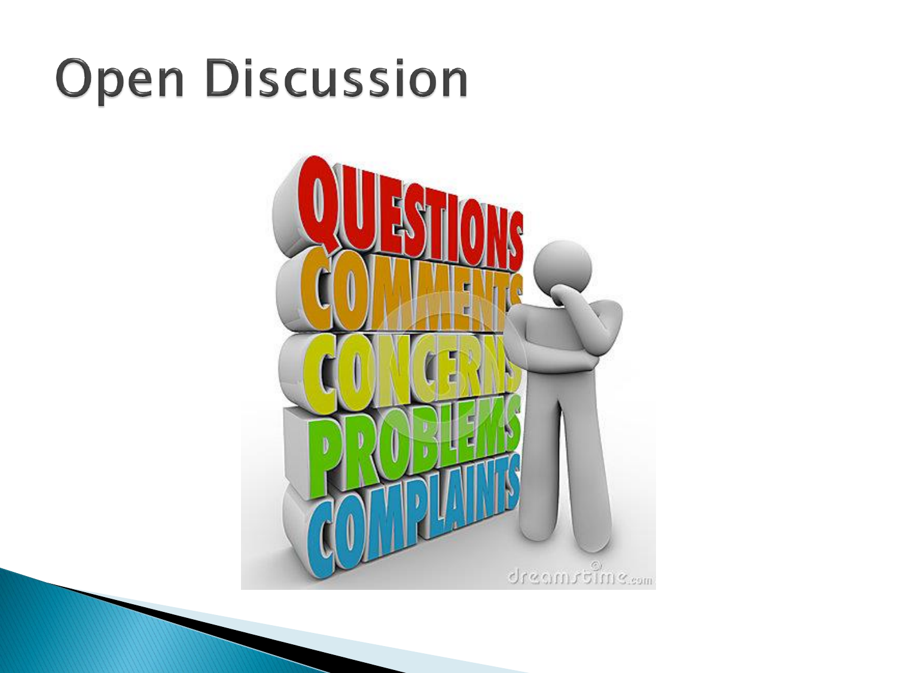# Open Discussion

QUESTIONS
COMMENTS
CONCERNS
PROBLEMS
COMPLAINTS